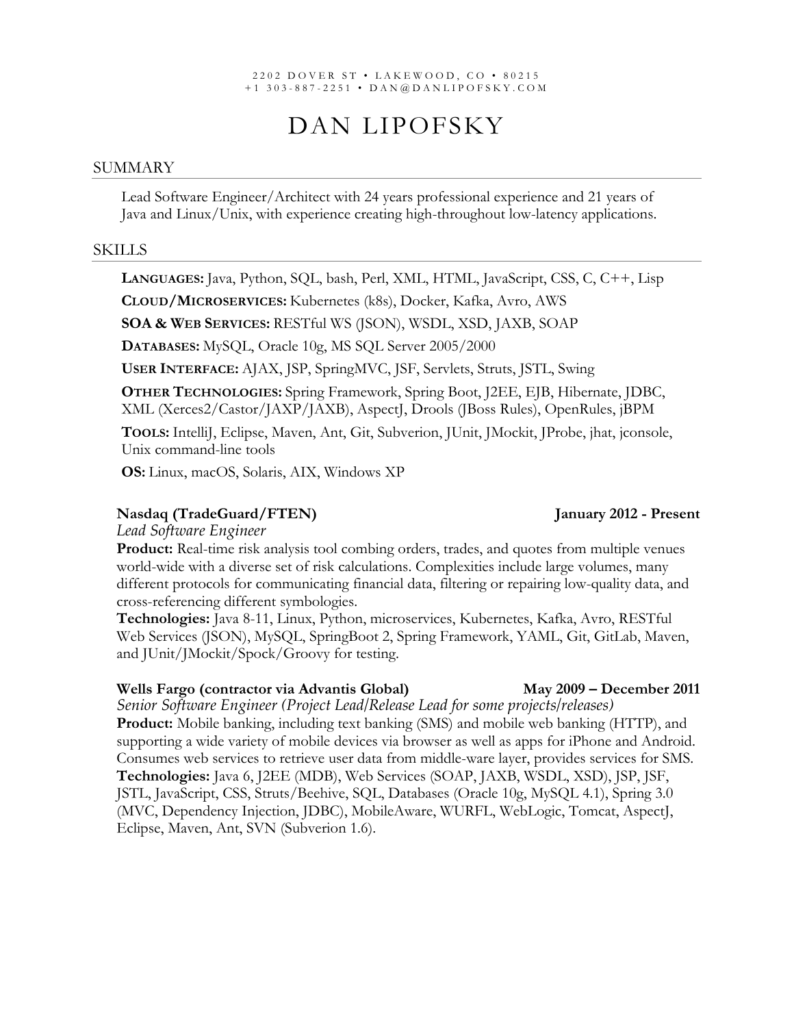2202 DOVER ST • LAKEWOOD, CO • 80215
+1 303-887-2251 • DAN@DANLIPOFSKY.COM

# DAN LIPOFSKY

## SUMMARY

Lead Software Engineer/Architect with 24 years professional experience and 21 years of Java and Linux/Unix, with experience creating high-throughout low-latency applications.

## SKILLS

**LANGUAGES:** Java, Python, SQL, bash, Perl, XML, HTML, JavaScript, CSS, C, C++, Lisp

**CLOUD/MICROSERVICES:** Kubernetes (k8s), Docker, Kafka, Avro, AWS

**SOA & WEB SERVICES:** RESTful WS (JSON), WSDL, XSD, JAXB, SOAP

**DATABASES:** MySQL, Oracle 10g, MS SQL Server 2005/2000

**USER INTERFACE:** AJAX, JSP, SpringMVC, JSF, Servlets, Struts, JSTL, Swing

**OTHER TECHNOLOGIES:** Spring Framework, Spring Boot, J2EE, EJB, Hibernate, JDBC, XML (Xerces2/Castor/JAXP/JAXB), AspectJ, Drools (JBoss Rules), OpenRules, jBPM

**TOOLS:** IntelliJ, Eclipse, Maven, Ant, Git, Subverion, JUnit, JMockit, JProbe, jhat, jconsole, Unix command-line tools

**OS:** Linux, macOS, Solaris, AIX, Windows XP

**Nasdaq (TradeGuard/FTEN)** — **January 2012 - Present**
*Lead Software Engineer*
**Product:** Real-time risk analysis tool combing orders, trades, and quotes from multiple venues world-wide with a diverse set of risk calculations. Complexities include large volumes, many different protocols for communicating financial data, filtering or repairing low-quality data, and cross-referencing different symbologies.
**Technologies:** Java 8-11, Linux, Python, microservices, Kubernetes, Kafka, Avro, RESTful Web Services (JSON), MySQL, SpringBoot 2, Spring Framework, YAML, Git, GitLab, Maven, and JUnit/JMockit/Spock/Groovy for testing.

**Wells Fargo (contractor via Advantis Global)** — **May 2009 – December 2011**
*Senior Software Engineer (Project Lead/Release Lead for some projects/releases)*
**Product:** Mobile banking, including text banking (SMS) and mobile web banking (HTTP), and supporting a wide variety of mobile devices via browser as well as apps for iPhone and Android. Consumes web services to retrieve user data from middle-ware layer, provides services for SMS.
**Technologies:** Java 6, J2EE (MDB), Web Services (SOAP, JAXB, WSDL, XSD), JSP, JSF, JSTL, JavaScript, CSS, Struts/Beehive, SQL, Databases (Oracle 10g, MySQL 4.1), Spring 3.0 (MVC, Dependency Injection, JDBC), MobileAware, WURFL, WebLogic, Tomcat, AspectJ, Eclipse, Maven, Ant, SVN (Subverion 1.6).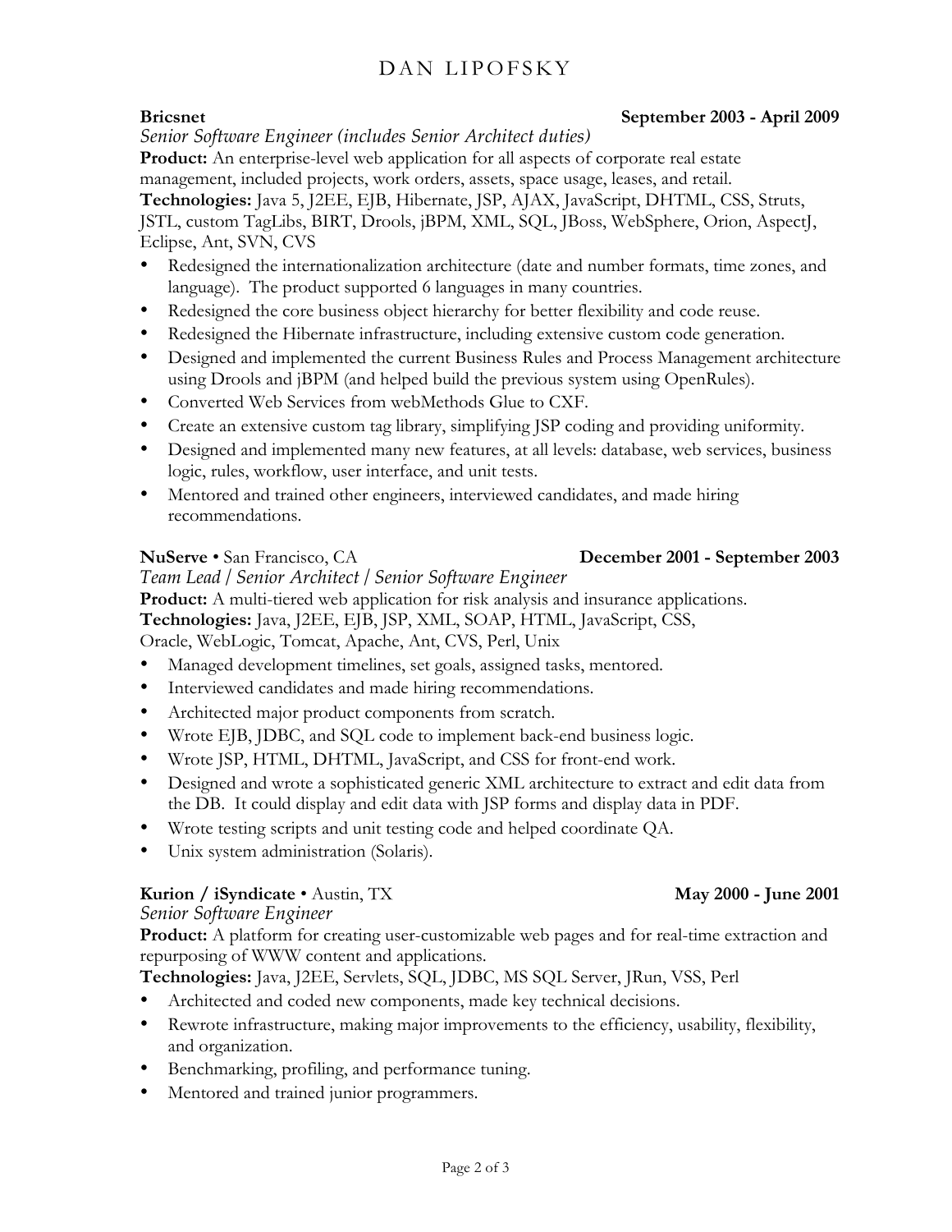**Bricsnet** **September 2003 - April 2009**

*Senior Software Engineer (includes Senior Architect duties)*

**Product:** An enterprise-level web application for all aspects of corporate real estate management, included projects, work orders, assets, space usage, leases, and retail.

**Technologies:** Java 5, J2EE, EJB, Hibernate, JSP, AJAX, JavaScript, DHTML, CSS, Struts, JSTL, custom TagLibs, BIRT, Drools, jBPM, XML, SQL, JBoss, WebSphere, Orion, AspectJ, Eclipse, Ant, SVN, CVS

- Redesigned the internationalization architecture (date and number formats, time zones, and language). The product supported 6 languages in many countries.
- Redesigned the core business object hierarchy for better flexibility and code reuse.
- Redesigned the Hibernate infrastructure, including extensive custom code generation.
- Designed and implemented the current Business Rules and Process Management architecture using Drools and jBPM (and helped build the previous system using OpenRules).
- Converted Web Services from webMethods Glue to CXF.
- Create an extensive custom tag library, simplifying JSP coding and providing uniformity.
- Designed and implemented many new features, at all levels: database, web services, business logic, rules, workflow, user interface, and unit tests.
- Mentored and trained other engineers, interviewed candidates, and made hiring recommendations.

**NuServe** • San Francisco, CA **December 2001 - September 2003**

*Team Lead / Senior Architect / Senior Software Engineer*

**Product:** A multi-tiered web application for risk analysis and insurance applications.

**Technologies:** Java, J2EE, EJB, JSP, XML, SOAP, HTML, JavaScript, CSS, Oracle, WebLogic, Tomcat, Apache, Ant, CVS, Perl, Unix

- Managed development timelines, set goals, assigned tasks, mentored.
- Interviewed candidates and made hiring recommendations.
- Architected major product components from scratch.
- Wrote EJB, JDBC, and SQL code to implement back-end business logic.
- Wrote JSP, HTML, DHTML, JavaScript, and CSS for front-end work.
- Designed and wrote a sophisticated generic XML architecture to extract and edit data from the DB. It could display and edit data with JSP forms and display data in PDF.
- Wrote testing scripts and unit testing code and helped coordinate QA.
- Unix system administration (Solaris).

**Kurion / iSyndicate** • Austin, TX **May 2000 - June 2001**

*Senior Software Engineer*

**Product:** A platform for creating user-customizable web pages and for real-time extraction and repurposing of WWW content and applications.

**Technologies:** Java, J2EE, Servlets, SQL, JDBC, MS SQL Server, JRun, VSS, Perl

- Architected and coded new components, made key technical decisions.
- Rewrote infrastructure, making major improvements to the efficiency, usability, flexibility, and organization.
- Benchmarking, profiling, and performance tuning.
- Mentored and trained junior programmers.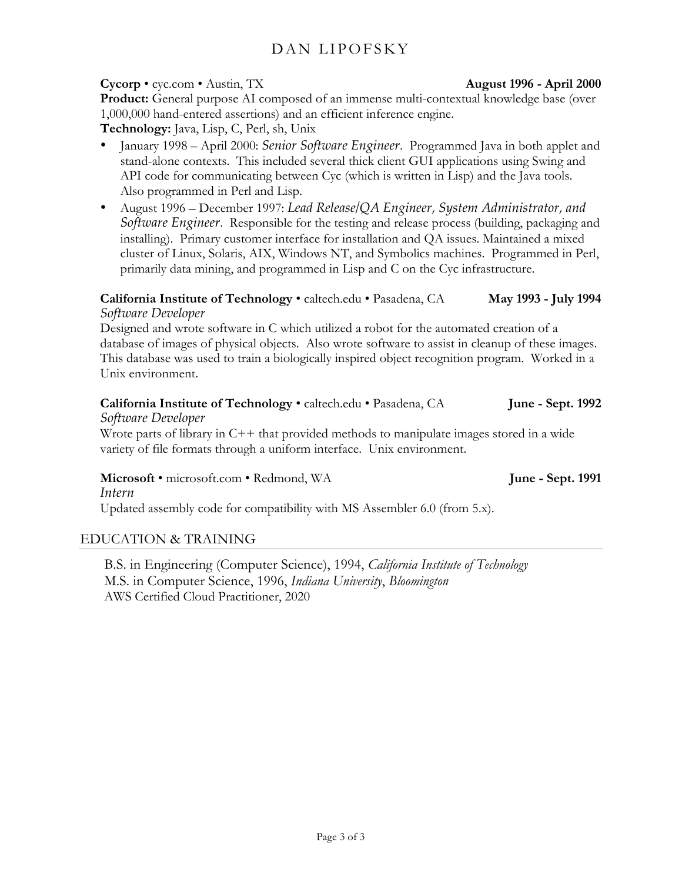**Cycorp** • cyc.com • Austin, TX **August 1996 - April 2000**

**Product:** General purpose AI composed of an immense multi-contextual knowledge base (over 1,000,000 hand-entered assertions) and an efficient inference engine.

**Technology:** Java, Lisp, C, Perl, sh, Unix

- January 1998 – April 2000: *Senior Software Engineer*. Programmed Java in both applet and stand-alone contexts. This included several thick client GUI applications using Swing and API code for communicating between Cyc (which is written in Lisp) and the Java tools. Also programmed in Perl and Lisp.
- August 1996 – December 1997: *Lead Release/QA Engineer, System Administrator, and Software Engineer*. Responsible for the testing and release process (building, packaging and installing). Primary customer interface for installation and QA issues. Maintained a mixed cluster of Linux, Solaris, AIX, Windows NT, and Symbolics machines. Programmed in Perl, primarily data mining, and programmed in Lisp and C on the Cyc infrastructure.

**California Institute of Technology** • caltech.edu • Pasadena, CA **May 1993 - July 1994**

*Software Developer*

Designed and wrote software in C which utilized a robot for the automated creation of a database of images of physical objects. Also wrote software to assist in cleanup of these images. This database was used to train a biologically inspired object recognition program. Worked in a Unix environment.

**California Institute of Technology** • caltech.edu • Pasadena, CA **June - Sept. 1992**

*Software Developer*

Wrote parts of library in C++ that provided methods to manipulate images stored in a wide variety of file formats through a uniform interface. Unix environment.

**Microsoft** • microsoft.com • Redmond, WA **June - Sept. 1991**

*Intern*

Updated assembly code for compatibility with MS Assembler 6.0 (from 5.x).

## EDUCATION & TRAINING

B.S. in Engineering (Computer Science), 1994, *California Institute of Technology*
M.S. in Computer Science, 1996, *Indiana University*, *Bloomington*
AWS Certified Cloud Practitioner, 2020